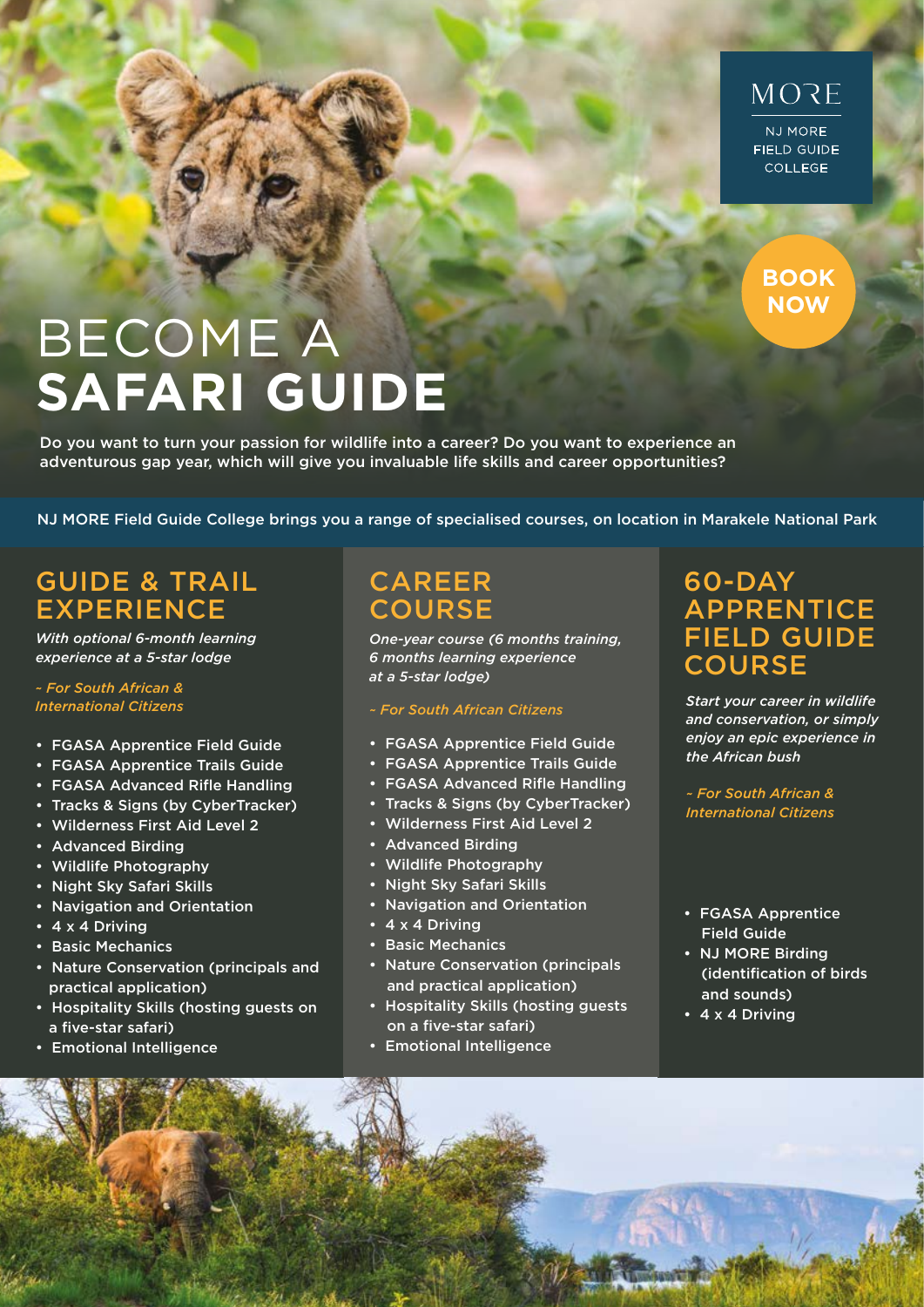MORE

NJ MORE FIELD GUIDE COLLEGE

**BOOK NOW**

# BECOME A **SAFARI GUIDE**

Do you want to turn your passion for wildlife into a career? Do you want to experience an adventurous gap year, which will give you invaluable life skills and career opportunities?

NJ MORE Field Guide College brings you a range of specialised courses, on location in Marakele National Park

## GUIDE & TRAIL EXPERIENCE

*With optional 6-month learning experience at a 5-star lodge*

*~ For South African & International Citizens*

- FGASA Apprentice Field Guide
- FGASA Apprentice Trails Guide
- FGASA Advanced Rifle Handling
- Tracks & Signs (by CyberTracker)
- Wilderness First Aid Level 2
- Advanced Birding
- Wildlife Photography
- Night Sky Safari Skills
- Navigation and Orientation
- 4 x 4 Driving
- Basic Mechanics
- Nature Conservation (principals and practical application)
- Hospitality Skills (hosting guests on a five-star safari)
- Emotional Intelligence

## CAREER COURSE

*One-year course (6 months training, 6 months learning experience at a 5-star lodge)*

*~ For South African Citizens*

- FGASA Apprentice Field Guide
- FGASA Apprentice Trails Guide
- FGASA Advanced Rifle Handling
- Tracks & Signs (by CyberTracker)
- Wilderness First Aid Level 2
- Advanced Birding
- Wildlife Photography
- Night Sky Safari Skills
- Navigation and Orientation
- 4 x 4 Driving
- Basic Mechanics
- Nature Conservation (principals and practical application)
- Hospitality Skills (hosting guests on a five-star safari)
- Emotional Intelligence

## 60-DAY APPRENTICE FIELD GUIDE COURSE

*Start your career in wildlife and conservation, or simply enjoy an epic experience in the African bush*

*~ For South African & International Citizens*

- FGASA Apprentice Field Guide
- NJ MORE Birding (identification of birds and sounds)
- 4 x 4 Driving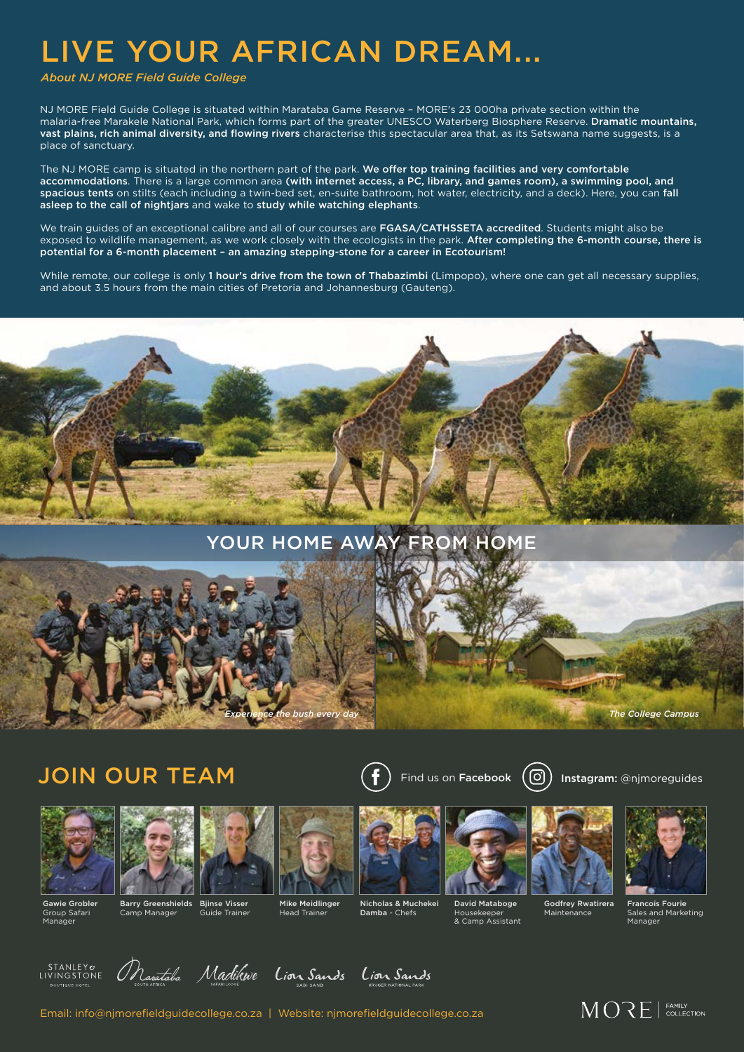# LIVE YOUR AFRICAN DREAM...

*About NJ MORE Field Guide College*

NJ MORE Field Guide College is situated within Marataba Game Reserve – MORE's 23 000ha private section within the malaria-free Marakele National Park, which forms part of the greater UNESCO Waterberg Biosphere Reserve. **Dramatic mountains, vast plains, rich animal diversity, and flowing rivers** characterise this spectacular area that, as its Setswana name suggests, is a place of sanctuary.

The NJ MORE camp is situated in the northern part of the park. **We offer top training facilities and very comfortable accommodations**. There is a large common area **(with internet access, a PC, library, and games room), a swimming pool, and spacious tents** on stilts (each including a twin-bed set, en-suite bathroom, hot water, electricity, and a deck). Here, you can **fall asleep to the call of nightjars** and wake to **study while watching elephants**.

We train guides of an exceptional calibre and all of our courses are **FGASA/CATHSSETA accredited**. Students might also be exposed to wildlife management, as we work closely with the ecologists in the park. **After completing the 6-month course, there is potential for a 6-month placement – an amazing stepping-stone for a career in Ecotourism!**

While remote, our college is only **1 hour's drive from the town of Thabazimbi** (Limpopo), where one can get all necessary supplies, and about 3.5 hours from the main cities of Pretoria and Johannesburg (Gauteng).

## YOUR HOME AWAY FROM HOME

*Experience the bush every day*

*The College Campus*

## JOIN OUR TEAM

Find us on **Facebook**

**Instagram:** @njmoreguides

**Gawie Grobler** Group Safari Manager

**Barry Greenshields** Camp Manager

**Bjinse Visser** Guide Trainer

**Mike Meidlinger** Head Trainer

**Nicholas & Muchekei Damba** - Chefs

**David Mataboge** Housekeeper & Camp Assistant

**Godfrey Rwatirera** Maintenance

**Francois Fourie** Sales and Marketing Manager

Stanley & Livingstone Boutique Hotel | Marataba South Africa | Madikwe Safari Lodge | Lion Sands Sabi Sand | Lion Sands Kruger National Park

Email: info@njmorefieldguidecollege.co.za | Website: njmorefieldguidecollege.co.za

MORE | FAMILY COLLECTION